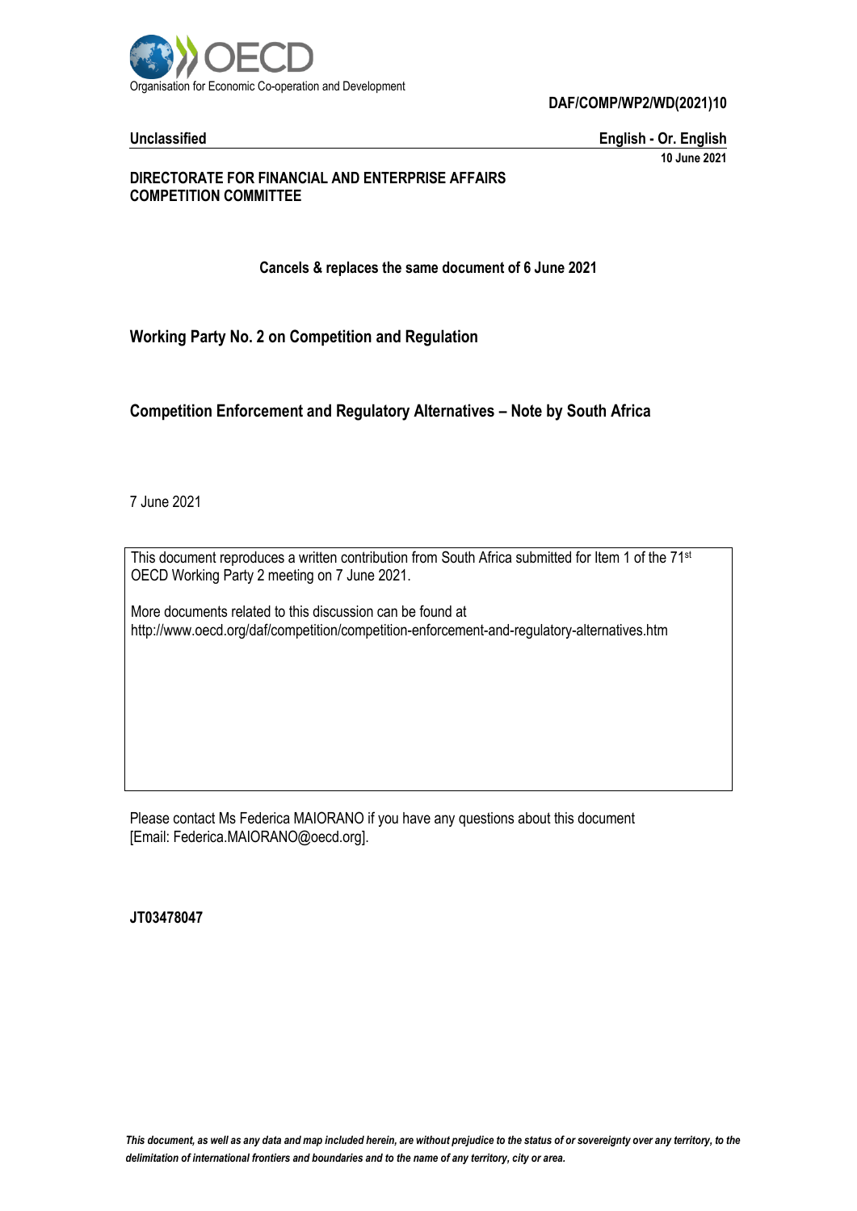Organisation for Economic Co-operation and Development

**DAF/COMP/WP2/WD(2021)10**

**Unclassified** | **English - Or. English**

**10 June 2021**

**DIRECTORATE FOR FINANCIAL AND ENTERPRISE AFFAIRS**
**COMPETITION COMMITTEE**

**Cancels & replaces the same document of 6 June 2021**

## Working Party No. 2 on Competition and Regulation

## Competition Enforcement and Regulatory Alternatives – Note by South Africa

7 June 2021

This document reproduces a written contribution from South Africa submitted for Item 1 of the 71st OECD Working Party 2 meeting on 7 June 2021.

More documents related to this discussion can be found at
http://www.oecd.org/daf/competition/competition-enforcement-and-regulatory-alternatives.htm

Please contact Ms Federica MAIORANO if you have any questions about this document [Email: Federica.MAIORANO@oecd.org].

**JT03478047**

*This document, as well as any data and map included herein, are without prejudice to the status of or sovereignty over any territory, to the delimitation of international frontiers and boundaries and to the name of any territory, city or area.*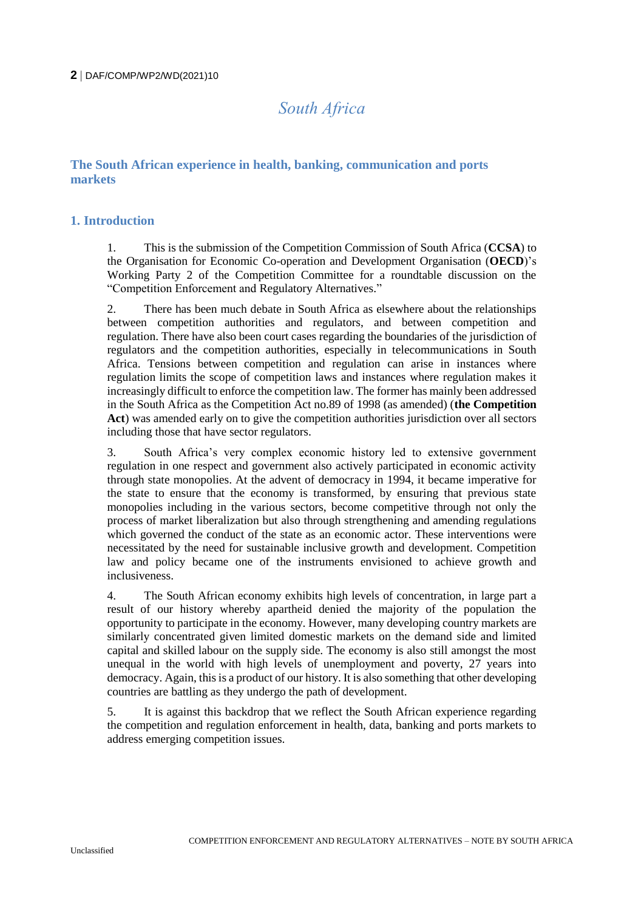# South Africa

## The South African experience in health, banking, communication and ports markets

### 1. Introduction

1. This is the submission of the Competition Commission of South Africa (**CCSA**) to the Organisation for Economic Co-operation and Development Organisation (**OECD**)'s Working Party 2 of the Competition Committee for a roundtable discussion on the "Competition Enforcement and Regulatory Alternatives."

2. There has been much debate in South Africa as elsewhere about the relationships between competition authorities and regulators, and between competition and regulation. There have also been court cases regarding the boundaries of the jurisdiction of regulators and the competition authorities, especially in telecommunications in South Africa. Tensions between competition and regulation can arise in instances where regulation limits the scope of competition laws and instances where regulation makes it increasingly difficult to enforce the competition law. The former has mainly been addressed in the South Africa as the Competition Act no.89 of 1998 (as amended) (**the Competition Act**) was amended early on to give the competition authorities jurisdiction over all sectors including those that have sector regulators.

3. South Africa's very complex economic history led to extensive government regulation in one respect and government also actively participated in economic activity through state monopolies. At the advent of democracy in 1994, it became imperative for the state to ensure that the economy is transformed, by ensuring that previous state monopolies including in the various sectors, become competitive through not only the process of market liberalization but also through strengthening and amending regulations which governed the conduct of the state as an economic actor. These interventions were necessitated by the need for sustainable inclusive growth and development. Competition law and policy became one of the instruments envisioned to achieve growth and inclusiveness.

4. The South African economy exhibits high levels of concentration, in large part a result of our history whereby apartheid denied the majority of the population the opportunity to participate in the economy. However, many developing country markets are similarly concentrated given limited domestic markets on the demand side and limited capital and skilled labour on the supply side. The economy is also still amongst the most unequal in the world with high levels of unemployment and poverty, 27 years into democracy. Again, this is a product of our history. It is also something that other developing countries are battling as they undergo the path of development.

5. It is against this backdrop that we reflect the South African experience regarding the competition and regulation enforcement in health, data, banking and ports markets to address emerging competition issues.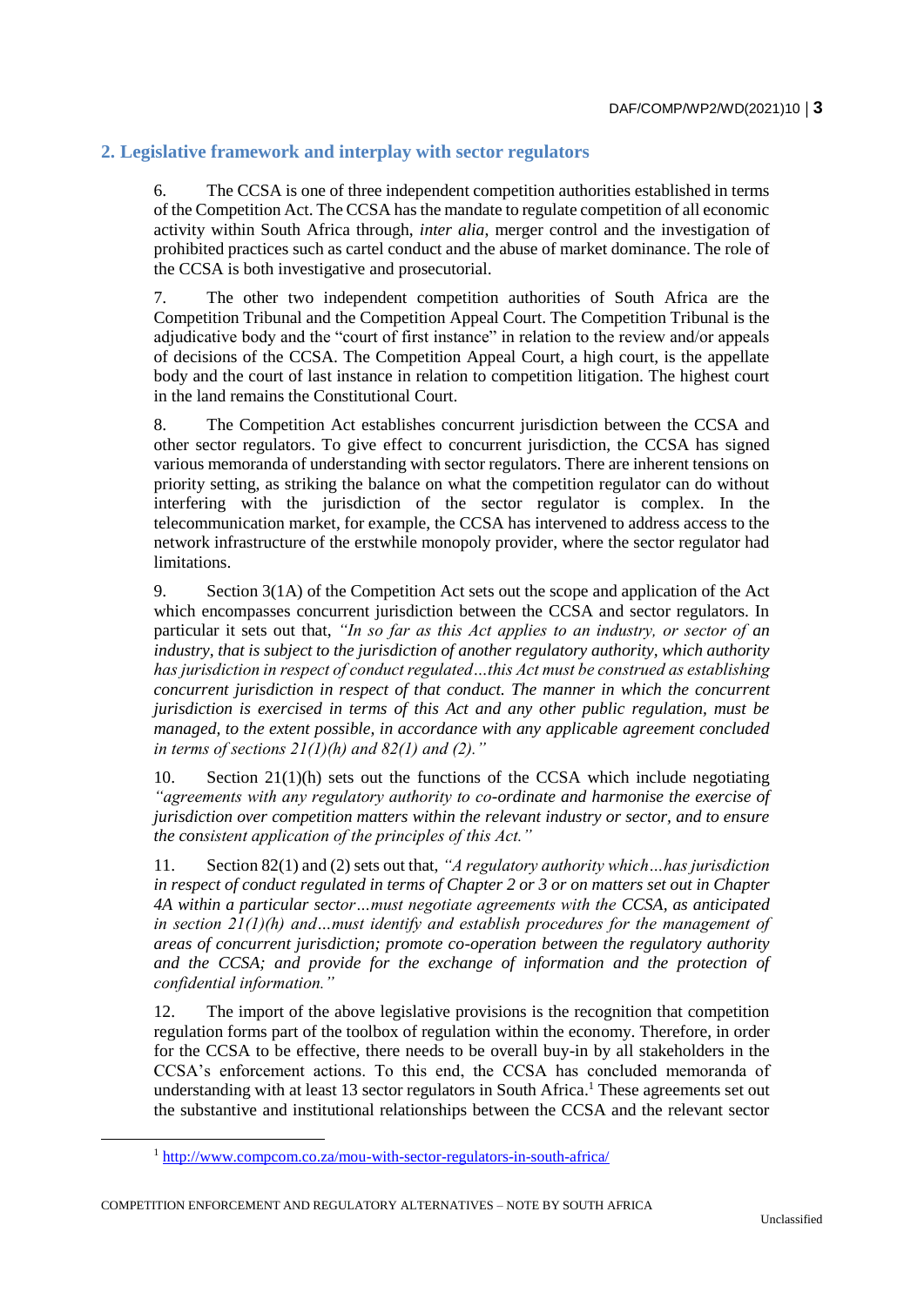## 2. Legislative framework and interplay with sector regulators

6. The CCSA is one of three independent competition authorities established in terms of the Competition Act. The CCSA has the mandate to regulate competition of all economic activity within South Africa through, *inter alia*, merger control and the investigation of prohibited practices such as cartel conduct and the abuse of market dominance. The role of the CCSA is both investigative and prosecutorial.

7. The other two independent competition authorities of South Africa are the Competition Tribunal and the Competition Appeal Court. The Competition Tribunal is the adjudicative body and the "court of first instance" in relation to the review and/or appeals of decisions of the CCSA. The Competition Appeal Court, a high court, is the appellate body and the court of last instance in relation to competition litigation. The highest court in the land remains the Constitutional Court.

8. The Competition Act establishes concurrent jurisdiction between the CCSA and other sector regulators. To give effect to concurrent jurisdiction, the CCSA has signed various memoranda of understanding with sector regulators. There are inherent tensions on priority setting, as striking the balance on what the competition regulator can do without interfering with the jurisdiction of the sector regulator is complex. In the telecommunication market, for example, the CCSA has intervened to address access to the network infrastructure of the erstwhile monopoly provider, where the sector regulator had limitations.

9. Section 3(1A) of the Competition Act sets out the scope and application of the Act which encompasses concurrent jurisdiction between the CCSA and sector regulators. In particular it sets out that, *"In so far as this Act applies to an industry, or sector of an industry, that is subject to the jurisdiction of another regulatory authority, which authority has jurisdiction in respect of conduct regulated…this Act must be construed as establishing concurrent jurisdiction in respect of that conduct. The manner in which the concurrent jurisdiction is exercised in terms of this Act and any other public regulation, must be managed, to the extent possible, in accordance with any applicable agreement concluded in terms of sections 21(1)(h) and 82(1) and (2)."*

10. Section 21(1)(h) sets out the functions of the CCSA which include negotiating *"agreements with any regulatory authority to co-ordinate and harmonise the exercise of jurisdiction over competition matters within the relevant industry or sector, and to ensure the consistent application of the principles of this Act."*

11. Section 82(1) and (2) sets out that, *"A regulatory authority which…has jurisdiction in respect of conduct regulated in terms of Chapter 2 or 3 or on matters set out in Chapter 4A within a particular sector…must negotiate agreements with the CCSA, as anticipated in section 21(1)(h) and…must identify and establish procedures for the management of areas of concurrent jurisdiction; promote co-operation between the regulatory authority and the CCSA; and provide for the exchange of information and the protection of confidential information."*

12. The import of the above legislative provisions is the recognition that competition regulation forms part of the toolbox of regulation within the economy. Therefore, in order for the CCSA to be effective, there needs to be overall buy-in by all stakeholders in the CCSA's enforcement actions. To this end, the CCSA has concluded memoranda of understanding with at least 13 sector regulators in South Africa.[1] These agreements set out the substantive and institutional relationships between the CCSA and the relevant sector

[1] http://www.compcom.co.za/mou-with-sector-regulators-in-south-africa/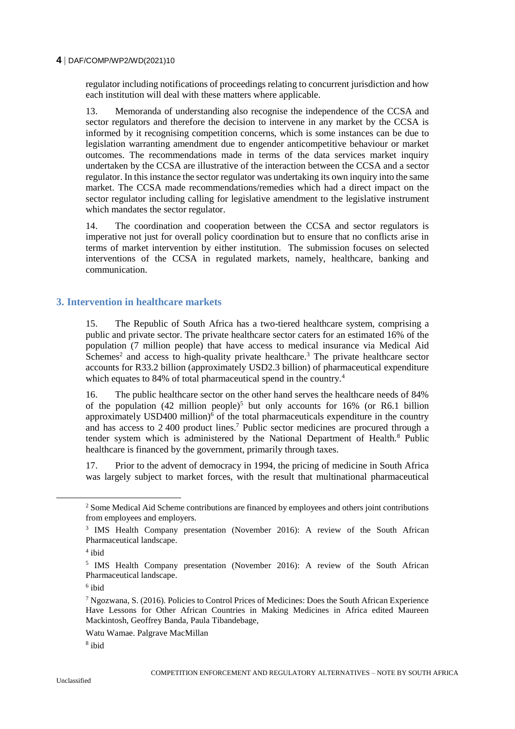regulator including notifications of proceedings relating to concurrent jurisdiction and how each institution will deal with these matters where applicable.

13. Memoranda of understanding also recognise the independence of the CCSA and sector regulators and therefore the decision to intervene in any market by the CCSA is informed by it recognising competition concerns, which is some instances can be due to legislation warranting amendment due to engender anticompetitive behaviour or market outcomes. The recommendations made in terms of the data services market inquiry undertaken by the CCSA are illustrative of the interaction between the CCSA and a sector regulator. In this instance the sector regulator was undertaking its own inquiry into the same market. The CCSA made recommendations/remedies which had a direct impact on the sector regulator including calling for legislative amendment to the legislative instrument which mandates the sector regulator.

14. The coordination and cooperation between the CCSA and sector regulators is imperative not just for overall policy coordination but to ensure that no conflicts arise in terms of market intervention by either institution. The submission focuses on selected interventions of the CCSA in regulated markets, namely, healthcare, banking and communication.

## 3. Intervention in healthcare markets

15. The Republic of South Africa has a two-tiered healthcare system, comprising a public and private sector. The private healthcare sector caters for an estimated 16% of the population (7 million people) that have access to medical insurance via Medical Aid Schemes[2] and access to high-quality private healthcare.[3] The private healthcare sector accounts for R33.2 billion (approximately USD2.3 billion) of pharmaceutical expenditure which equates to 84% of total pharmaceutical spend in the country.[4]

16. The public healthcare sector on the other hand serves the healthcare needs of 84% of the population (42 million people)[5] but only accounts for 16% (or R6.1 billion approximately USD400 million)[6] of the total pharmaceuticals expenditure in the country and has access to 2 400 product lines.[7] Public sector medicines are procured through a tender system which is administered by the National Department of Health.[8] Public healthcare is financed by the government, primarily through taxes.

17. Prior to the advent of democracy in 1994, the pricing of medicine in South Africa was largely subject to market forces, with the result that multinational pharmaceutical

---

[2] Some Medical Aid Scheme contributions are financed by employees and others joint contributions from employees and employers.

[3] IMS Health Company presentation (November 2016): A review of the South African Pharmaceutical landscape.

[4] ibid

[5] IMS Health Company presentation (November 2016): A review of the South African Pharmaceutical landscape.

[6] ibid

[7] Ngozwana, S. (2016). Policies to Control Prices of Medicines: Does the South African Experience Have Lessons for Other African Countries in Making Medicines in Africa edited Maureen Mackintosh, Geoffrey Banda, Paula Tibandebage,

Watu Wamae. Palgrave MacMillan

[8] ibid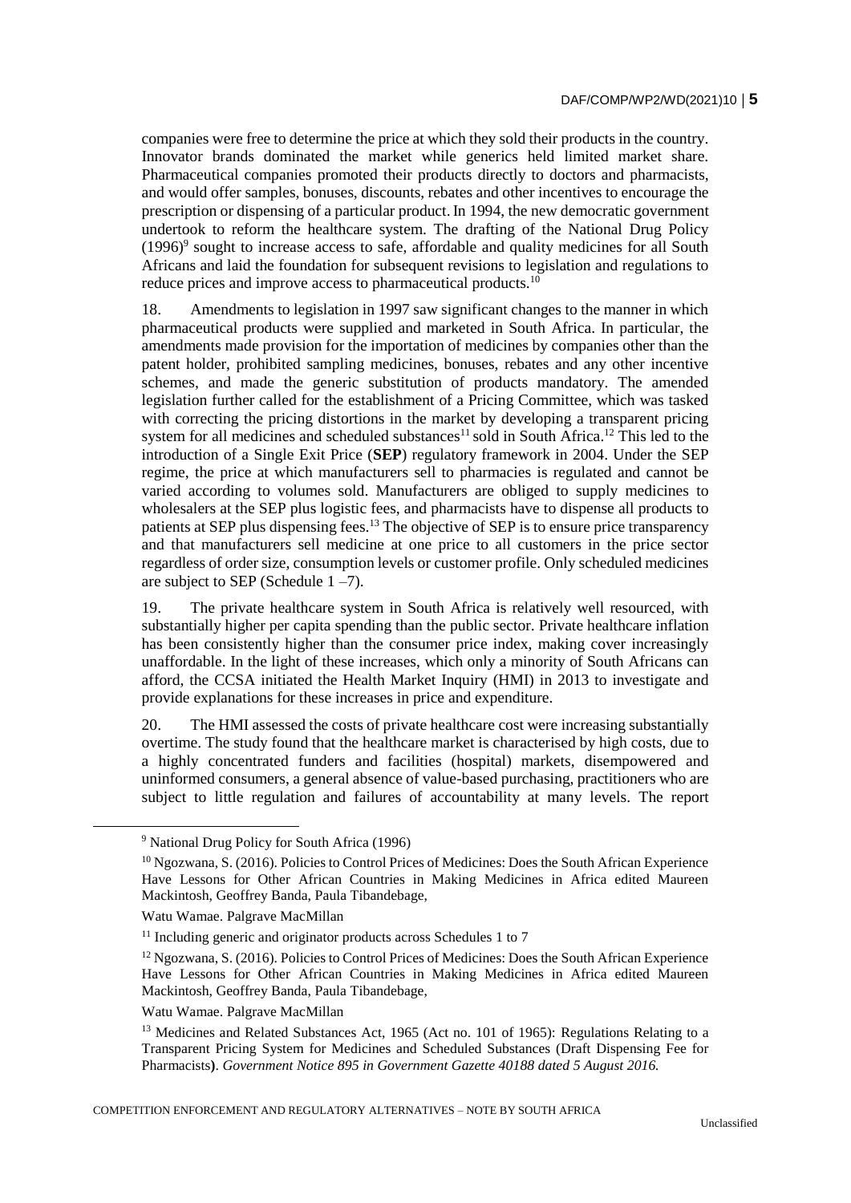companies were free to determine the price at which they sold their products in the country. Innovator brands dominated the market while generics held limited market share. Pharmaceutical companies promoted their products directly to doctors and pharmacists, and would offer samples, bonuses, discounts, rebates and other incentives to encourage the prescription or dispensing of a particular product. In 1994, the new democratic government undertook to reform the healthcare system. The drafting of the National Drug Policy (1996)[9] sought to increase access to safe, affordable and quality medicines for all South Africans and laid the foundation for subsequent revisions to legislation and regulations to reduce prices and improve access to pharmaceutical products.[10]

18. Amendments to legislation in 1997 saw significant changes to the manner in which pharmaceutical products were supplied and marketed in South Africa. In particular, the amendments made provision for the importation of medicines by companies other than the patent holder, prohibited sampling medicines, bonuses, rebates and any other incentive schemes, and made the generic substitution of products mandatory. The amended legislation further called for the establishment of a Pricing Committee, which was tasked with correcting the pricing distortions in the market by developing a transparent pricing system for all medicines and scheduled substances[11] sold in South Africa.[12] This led to the introduction of a Single Exit Price (**SEP**) regulatory framework in 2004. Under the SEP regime, the price at which manufacturers sell to pharmacies is regulated and cannot be varied according to volumes sold. Manufacturers are obliged to supply medicines to wholesalers at the SEP plus logistic fees, and pharmacists have to dispense all products to patients at SEP plus dispensing fees.[13] The objective of SEP is to ensure price transparency and that manufacturers sell medicine at one price to all customers in the price sector regardless of order size, consumption levels or customer profile. Only scheduled medicines are subject to SEP (Schedule 1 –7).

19. The private healthcare system in South Africa is relatively well resourced, with substantially higher per capita spending than the public sector. Private healthcare inflation has been consistently higher than the consumer price index, making cover increasingly unaffordable. In the light of these increases, which only a minority of South Africans can afford, the CCSA initiated the Health Market Inquiry (HMI) in 2013 to investigate and provide explanations for these increases in price and expenditure.

20. The HMI assessed the costs of private healthcare cost were increasing substantially overtime. The study found that the healthcare market is characterised by high costs, due to a highly concentrated funders and facilities (hospital) markets, disempowered and uninformed consumers, a general absence of value-based purchasing, practitioners who are subject to little regulation and failures of accountability at many levels. The report

---

[9] National Drug Policy for South Africa (1996)

[10] Ngozwana, S. (2016). Policies to Control Prices of Medicines: Does the South African Experience Have Lessons for Other African Countries in Making Medicines in Africa edited Maureen Mackintosh, Geoffrey Banda, Paula Tibandebage,

Watu Wamae. Palgrave MacMillan

[11] Including generic and originator products across Schedules 1 to 7

[12] Ngozwana, S. (2016). Policies to Control Prices of Medicines: Does the South African Experience Have Lessons for Other African Countries in Making Medicines in Africa edited Maureen Mackintosh, Geoffrey Banda, Paula Tibandebage,

Watu Wamae. Palgrave MacMillan

[13] Medicines and Related Substances Act, 1965 (Act no. 101 of 1965): Regulations Relating to a Transparent Pricing System for Medicines and Scheduled Substances (Draft Dispensing Fee for Pharmacists**)**. *Government Notice 895 in Government Gazette 40188 dated 5 August 2016.*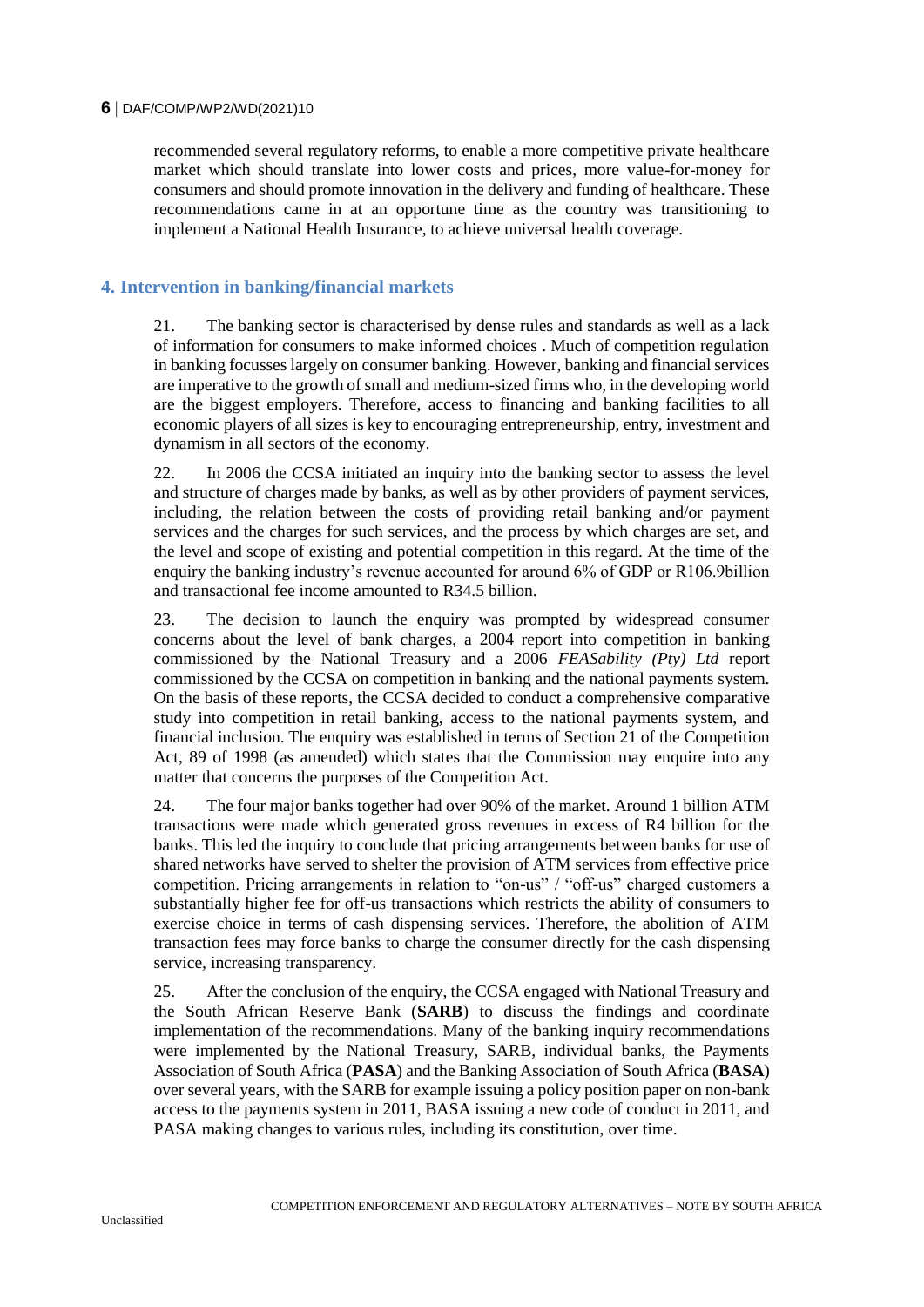recommended several regulatory reforms, to enable a more competitive private healthcare market which should translate into lower costs and prices, more value-for-money for consumers and should promote innovation in the delivery and funding of healthcare. These recommendations came in at an opportune time as the country was transitioning to implement a National Health Insurance, to achieve universal health coverage.

## 4. Intervention in banking/financial markets

21. The banking sector is characterised by dense rules and standards as well as a lack of information for consumers to make informed choices . Much of competition regulation in banking focusses largely on consumer banking. However, banking and financial services are imperative to the growth of small and medium-sized firms who, in the developing world are the biggest employers. Therefore, access to financing and banking facilities to all economic players of all sizes is key to encouraging entrepreneurship, entry, investment and dynamism in all sectors of the economy.

22. In 2006 the CCSA initiated an inquiry into the banking sector to assess the level and structure of charges made by banks, as well as by other providers of payment services, including, the relation between the costs of providing retail banking and/or payment services and the charges for such services, and the process by which charges are set, and the level and scope of existing and potential competition in this regard. At the time of the enquiry the banking industry's revenue accounted for around 6% of GDP or R106.9billion and transactional fee income amounted to R34.5 billion.

23. The decision to launch the enquiry was prompted by widespread consumer concerns about the level of bank charges, a 2004 report into competition in banking commissioned by the National Treasury and a 2006 *FEASability (Pty) Ltd* report commissioned by the CCSA on competition in banking and the national payments system. On the basis of these reports, the CCSA decided to conduct a comprehensive comparative study into competition in retail banking, access to the national payments system, and financial inclusion. The enquiry was established in terms of Section 21 of the Competition Act, 89 of 1998 (as amended) which states that the Commission may enquire into any matter that concerns the purposes of the Competition Act.

24. The four major banks together had over 90% of the market. Around 1 billion ATM transactions were made which generated gross revenues in excess of R4 billion for the banks. This led the inquiry to conclude that pricing arrangements between banks for use of shared networks have served to shelter the provision of ATM services from effective price competition. Pricing arrangements in relation to "on-us" / "off-us" charged customers a substantially higher fee for off-us transactions which restricts the ability of consumers to exercise choice in terms of cash dispensing services. Therefore, the abolition of ATM transaction fees may force banks to charge the consumer directly for the cash dispensing service, increasing transparency.

25. After the conclusion of the enquiry, the CCSA engaged with National Treasury and the South African Reserve Bank (**SARB**) to discuss the findings and coordinate implementation of the recommendations. Many of the banking inquiry recommendations were implemented by the National Treasury, SARB, individual banks, the Payments Association of South Africa (**PASA**) and the Banking Association of South Africa (**BASA**) over several years, with the SARB for example issuing a policy position paper on non-bank access to the payments system in 2011, BASA issuing a new code of conduct in 2011, and PASA making changes to various rules, including its constitution, over time.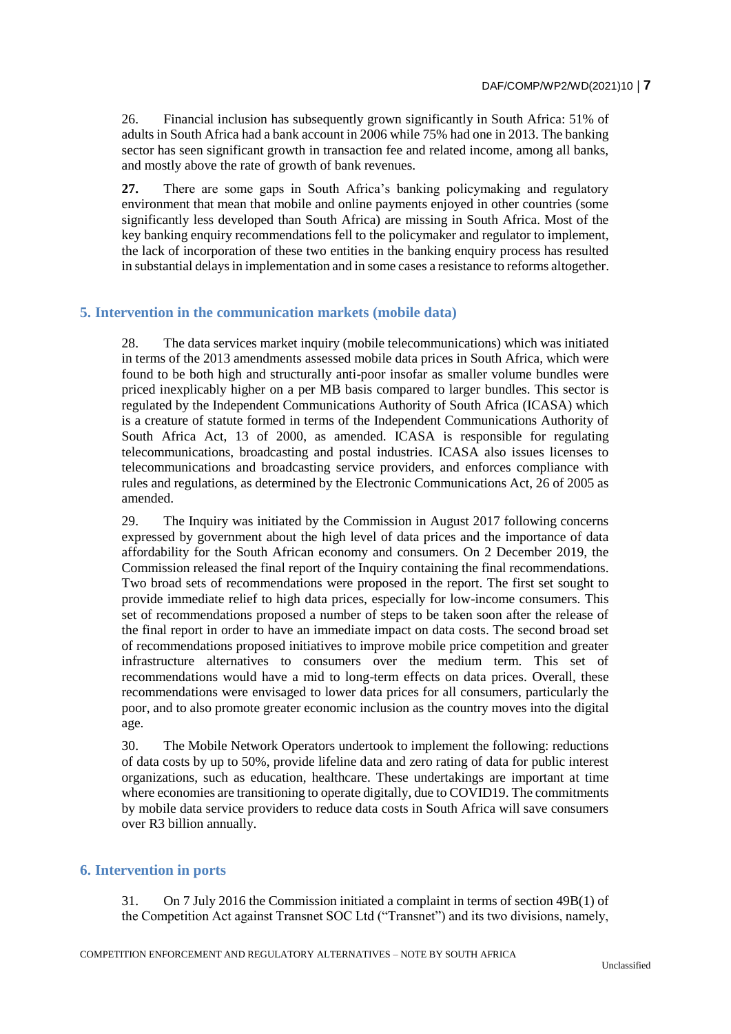26. Financial inclusion has subsequently grown significantly in South Africa: 51% of adults in South Africa had a bank account in 2006 while 75% had one in 2013. The banking sector has seen significant growth in transaction fee and related income, among all banks, and mostly above the rate of growth of bank revenues.

**27.** There are some gaps in South Africa's banking policymaking and regulatory environment that mean that mobile and online payments enjoyed in other countries (some significantly less developed than South Africa) are missing in South Africa. Most of the key banking enquiry recommendations fell to the policymaker and regulator to implement, the lack of incorporation of these two entities in the banking enquiry process has resulted in substantial delays in implementation and in some cases a resistance to reforms altogether.

## 5. Intervention in the communication markets (mobile data)

28. The data services market inquiry (mobile telecommunications) which was initiated in terms of the 2013 amendments assessed mobile data prices in South Africa, which were found to be both high and structurally anti-poor insofar as smaller volume bundles were priced inexplicably higher on a per MB basis compared to larger bundles. This sector is regulated by the Independent Communications Authority of South Africa (ICASA) which is a creature of statute formed in terms of the Independent Communications Authority of South Africa Act, 13 of 2000, as amended. ICASA is responsible for regulating telecommunications, broadcasting and postal industries. ICASA also issues licenses to telecommunications and broadcasting service providers, and enforces compliance with rules and regulations, as determined by the Electronic Communications Act, 26 of 2005 as amended.

29. The Inquiry was initiated by the Commission in August 2017 following concerns expressed by government about the high level of data prices and the importance of data affordability for the South African economy and consumers. On 2 December 2019, the Commission released the final report of the Inquiry containing the final recommendations. Two broad sets of recommendations were proposed in the report. The first set sought to provide immediate relief to high data prices, especially for low-income consumers. This set of recommendations proposed a number of steps to be taken soon after the release of the final report in order to have an immediate impact on data costs. The second broad set of recommendations proposed initiatives to improve mobile price competition and greater infrastructure alternatives to consumers over the medium term. This set of recommendations would have a mid to long-term effects on data prices. Overall, these recommendations were envisaged to lower data prices for all consumers, particularly the poor, and to also promote greater economic inclusion as the country moves into the digital age.

30. The Mobile Network Operators undertook to implement the following: reductions of data costs by up to 50%, provide lifeline data and zero rating of data for public interest organizations, such as education, healthcare. These undertakings are important at time where economies are transitioning to operate digitally, due to COVID19. The commitments by mobile data service providers to reduce data costs in South Africa will save consumers over R3 billion annually.

## 6. Intervention in ports

31. On 7 July 2016 the Commission initiated a complaint in terms of section 49B(1) of the Competition Act against Transnet SOC Ltd ("Transnet") and its two divisions, namely,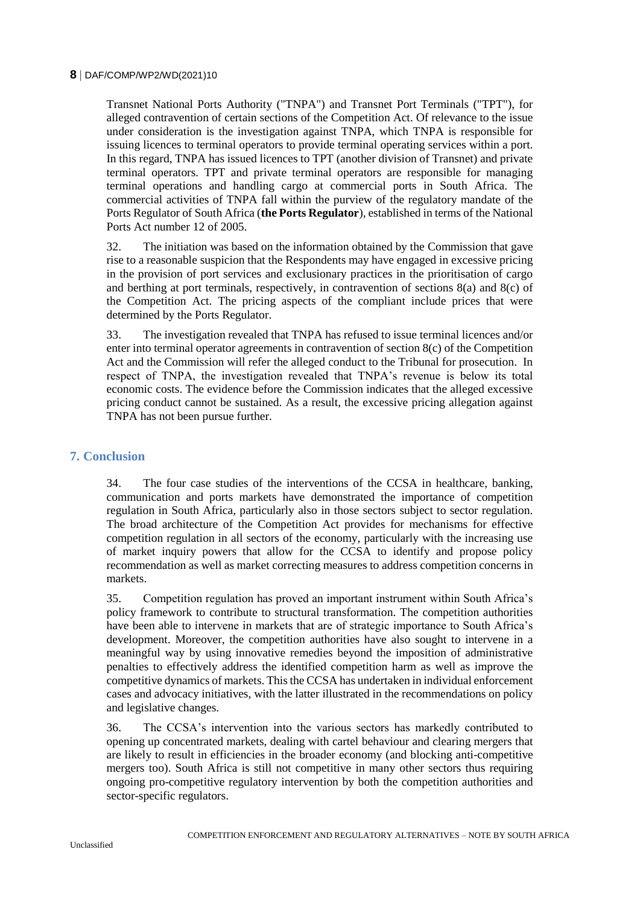Transnet National Ports Authority ("TNPA") and Transnet Port Terminals ("TPT"), for alleged contravention of certain sections of the Competition Act. Of relevance to the issue under consideration is the investigation against TNPA, which TNPA is responsible for issuing licences to terminal operators to provide terminal operating services within a port. In this regard, TNPA has issued licences to TPT (another division of Transnet) and private terminal operators. TPT and private terminal operators are responsible for managing terminal operations and handling cargo at commercial ports in South Africa. The commercial activities of TNPA fall within the purview of the regulatory mandate of the Ports Regulator of South Africa (**the Ports Regulator**), established in terms of the National Ports Act number 12 of 2005.

32. The initiation was based on the information obtained by the Commission that gave rise to a reasonable suspicion that the Respondents may have engaged in excessive pricing in the provision of port services and exclusionary practices in the prioritisation of cargo and berthing at port terminals, respectively, in contravention of sections 8(a) and 8(c) of the Competition Act. The pricing aspects of the compliant include prices that were determined by the Ports Regulator.

33. The investigation revealed that TNPA has refused to issue terminal licences and/or enter into terminal operator agreements in contravention of section 8(c) of the Competition Act and the Commission will refer the alleged conduct to the Tribunal for prosecution. In respect of TNPA, the investigation revealed that TNPA's revenue is below its total economic costs. The evidence before the Commission indicates that the alleged excessive pricing conduct cannot be sustained. As a result, the excessive pricing allegation against TNPA has not been pursue further.

## 7. Conclusion

34. The four case studies of the interventions of the CCSA in healthcare, banking, communication and ports markets have demonstrated the importance of competition regulation in South Africa, particularly also in those sectors subject to sector regulation. The broad architecture of the Competition Act provides for mechanisms for effective competition regulation in all sectors of the economy, particularly with the increasing use of market inquiry powers that allow for the CCSA to identify and propose policy recommendation as well as market correcting measures to address competition concerns in markets.

35. Competition regulation has proved an important instrument within South Africa's policy framework to contribute to structural transformation. The competition authorities have been able to intervene in markets that are of strategic importance to South Africa's development. Moreover, the competition authorities have also sought to intervene in a meaningful way by using innovative remedies beyond the imposition of administrative penalties to effectively address the identified competition harm as well as improve the competitive dynamics of markets. This the CCSA has undertaken in individual enforcement cases and advocacy initiatives, with the latter illustrated in the recommendations on policy and legislative changes.

36. The CCSA's intervention into the various sectors has markedly contributed to opening up concentrated markets, dealing with cartel behaviour and clearing mergers that are likely to result in efficiencies in the broader economy (and blocking anti-competitive mergers too). South Africa is still not competitive in many other sectors thus requiring ongoing pro-competitive regulatory intervention by both the competition authorities and sector-specific regulators.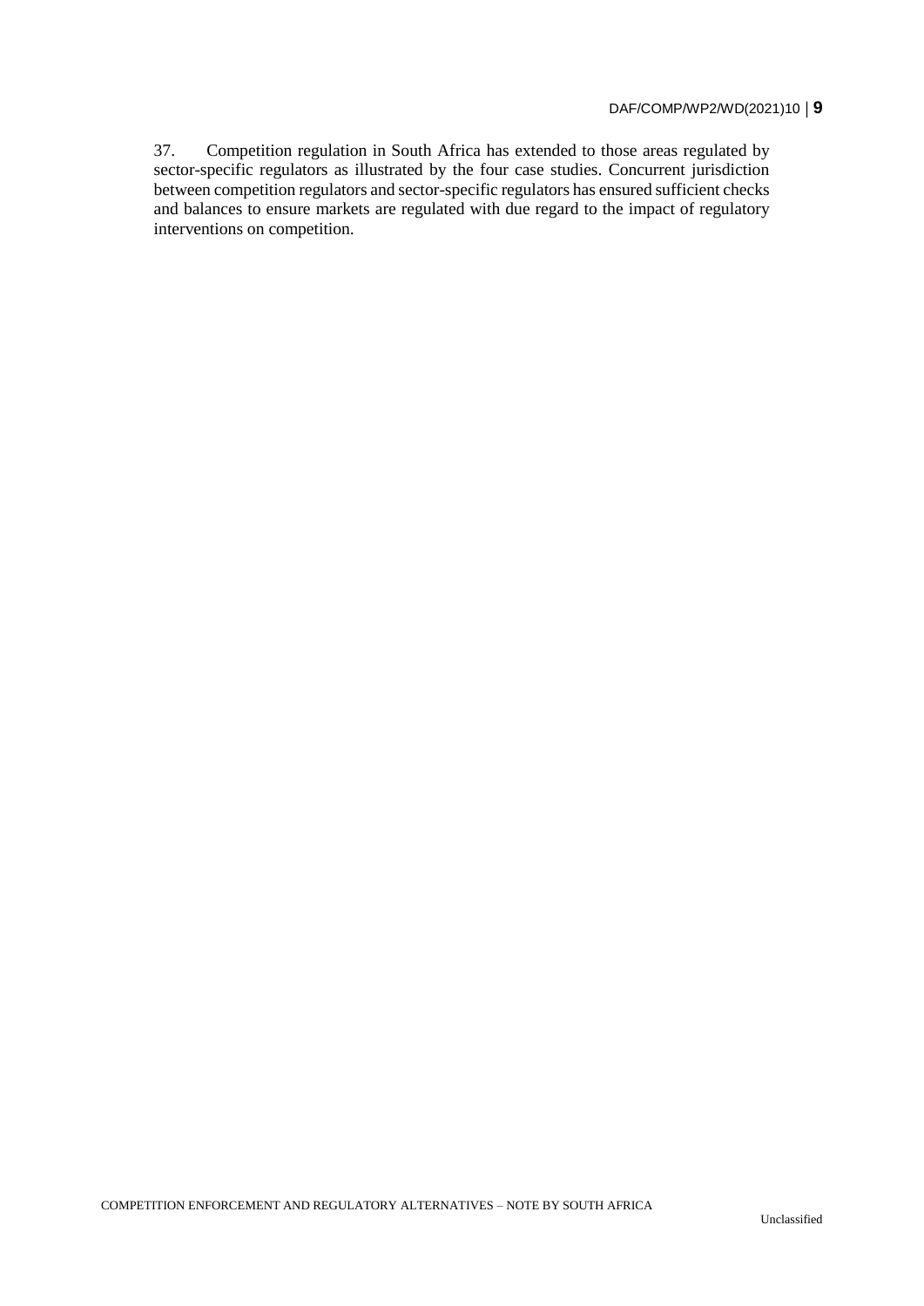37. Competition regulation in South Africa has extended to those areas regulated by sector-specific regulators as illustrated by the four case studies. Concurrent jurisdiction between competition regulators and sector-specific regulators has ensured sufficient checks and balances to ensure markets are regulated with due regard to the impact of regulatory interventions on competition.